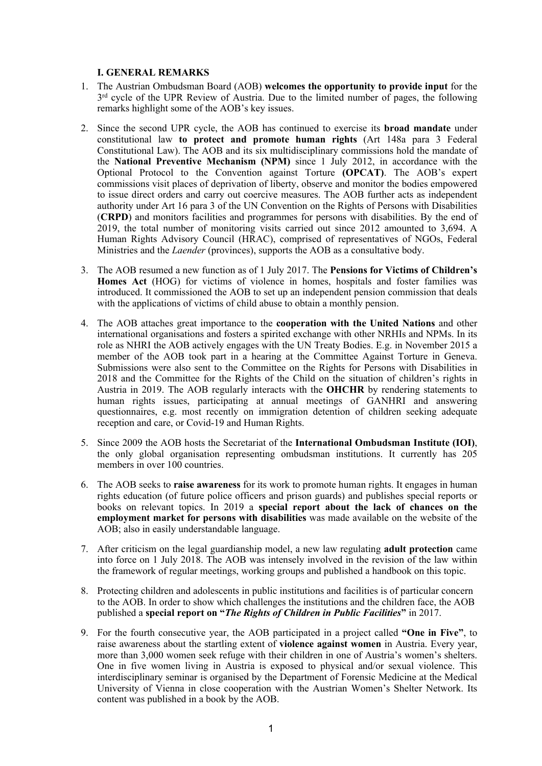### I. GENERAL REMARKS

1. The Austrian Ombudsman Board (AOB) **welcomes the opportunity to provide input** for the 3rd cycle of the UPR Review of Austria. Due to the limited number of pages, the following remarks highlight some of the AOB's key issues.

2. Since the second UPR cycle, the AOB has continued to exercise its **broad mandate** under constitutional law **to protect and promote human rights** (Art 148a para 3 Federal Constitutional Law). The AOB and its six multidisciplinary commissions hold the mandate of the **National Preventive Mechanism (NPM)** since 1 July 2012, in accordance with the Optional Protocol to the Convention against Torture **(OPCAT)**. The AOB's expert commissions visit places of deprivation of liberty, observe and monitor the bodies empowered to issue direct orders and carry out coercive measures. The AOB further acts as independent authority under Art 16 para 3 of the UN Convention on the Rights of Persons with Disabilities (**CRPD**) and monitors facilities and programmes for persons with disabilities. By the end of 2019, the total number of monitoring visits carried out since 2012 amounted to 3,694. A Human Rights Advisory Council (HRAC), comprised of representatives of NGOs, Federal Ministries and the *Laender* (provinces), supports the AOB as a consultative body.

3. The AOB resumed a new function as of 1 July 2017. The **Pensions for Victims of Children's Homes Act** (HOG) for victims of violence in homes, hospitals and foster families was introduced. It commissioned the AOB to set up an independent pension commission that deals with the applications of victims of child abuse to obtain a monthly pension.

4. The AOB attaches great importance to the **cooperation with the United Nations** and other international organisations and fosters a spirited exchange with other NRHIs and NPMs. In its role as NHRI the AOB actively engages with the UN Treaty Bodies. E.g. in November 2015 a member of the AOB took part in a hearing at the Committee Against Torture in Geneva. Submissions were also sent to the Committee on the Rights for Persons with Disabilities in 2018 and the Committee for the Rights of the Child on the situation of children's rights in Austria in 2019. The AOB regularly interacts with the **OHCHR** by rendering statements to human rights issues, participating at annual meetings of GANHRI and answering questionnaires, e.g. most recently on immigration detention of children seeking adequate reception and care, or Covid-19 and Human Rights.

5. Since 2009 the AOB hosts the Secretariat of the **International Ombudsman Institute (IOI)**, the only global organisation representing ombudsman institutions. It currently has 205 members in over 100 countries.

6. The AOB seeks to **raise awareness** for its work to promote human rights. It engages in human rights education (of future police officers and prison guards) and publishes special reports or books on relevant topics. In 2019 a **special report about the lack of chances on the employment market for persons with disabilities** was made available on the website of the AOB; also in easily understandable language.

7. After criticism on the legal guardianship model, a new law regulating **adult protection** came into force on 1 July 2018. The AOB was intensely involved in the revision of the law within the framework of regular meetings, working groups and published a handbook on this topic.

8. Protecting children and adolescents in public institutions and facilities is of particular concern to the AOB. In order to show which challenges the institutions and the children face, the AOB published a **special report on "*The Rights of Children in Public Facilities*"** in 2017.

9. For the fourth consecutive year, the AOB participated in a project called **"One in Five"**, to raise awareness about the startling extent of **violence against women** in Austria. Every year, more than 3,000 women seek refuge with their children in one of Austria's women's shelters. One in five women living in Austria is exposed to physical and/or sexual violence. This interdisciplinary seminar is organised by the Department of Forensic Medicine at the Medical University of Vienna in close cooperation with the Austrian Women's Shelter Network. Its content was published in a book by the AOB.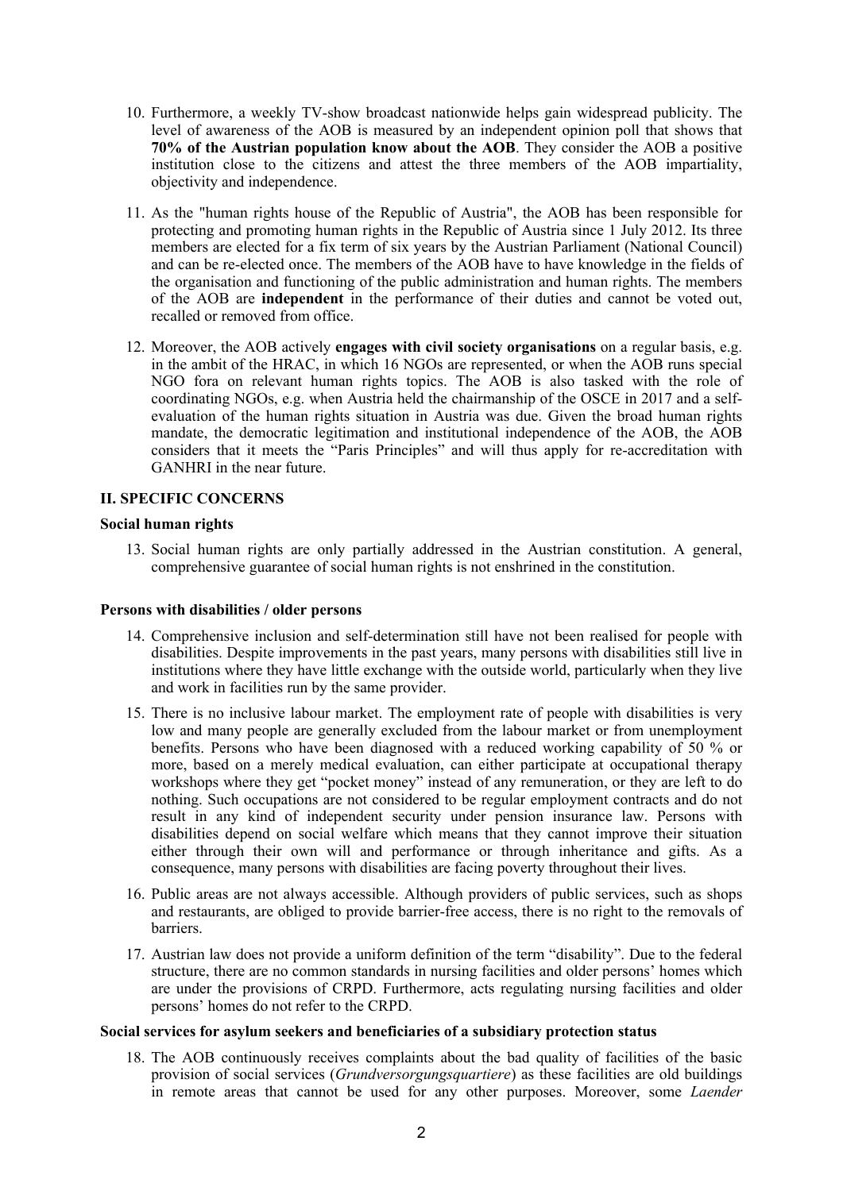10. Furthermore, a weekly TV-show broadcast nationwide helps gain widespread publicity. The level of awareness of the AOB is measured by an independent opinion poll that shows that **70% of the Austrian population know about the AOB**. They consider the AOB a positive institution close to the citizens and attest the three members of the AOB impartiality, objectivity and independence.

11. As the "human rights house of the Republic of Austria", the AOB has been responsible for protecting and promoting human rights in the Republic of Austria since 1 July 2012. Its three members are elected for a fix term of six years by the Austrian Parliament (National Council) and can be re-elected once. The members of the AOB have to have knowledge in the fields of the organisation and functioning of the public administration and human rights. The members of the AOB are **independent** in the performance of their duties and cannot be voted out, recalled or removed from office.

12. Moreover, the AOB actively **engages with civil society organisations** on a regular basis, e.g. in the ambit of the HRAC, in which 16 NGOs are represented, or when the AOB runs special NGO fora on relevant human rights topics. The AOB is also tasked with the role of coordinating NGOs, e.g. when Austria held the chairmanship of the OSCE in 2017 and a self-evaluation of the human rights situation in Austria was due. Given the broad human rights mandate, the democratic legitimation and institutional independence of the AOB, the AOB considers that it meets the "Paris Principles" and will thus apply for re-accreditation with GANHRI in the near future.

## II. SPECIFIC CONCERNS

### Social human rights

13. Social human rights are only partially addressed in the Austrian constitution. A general, comprehensive guarantee of social human rights is not enshrined in the constitution.

### Persons with disabilities / older persons

14. Comprehensive inclusion and self-determination still have not been realised for people with disabilities. Despite improvements in the past years, many persons with disabilities still live in institutions where they have little exchange with the outside world, particularly when they live and work in facilities run by the same provider.

15. There is no inclusive labour market. The employment rate of people with disabilities is very low and many people are generally excluded from the labour market or from unemployment benefits. Persons who have been diagnosed with a reduced working capability of 50 % or more, based on a merely medical evaluation, can either participate at occupational therapy workshops where they get "pocket money" instead of any remuneration, or they are left to do nothing. Such occupations are not considered to be regular employment contracts and do not result in any kind of independent security under pension insurance law. Persons with disabilities depend on social welfare which means that they cannot improve their situation either through their own will and performance or through inheritance and gifts. As a consequence, many persons with disabilities are facing poverty throughout their lives.

16. Public areas are not always accessible. Although providers of public services, such as shops and restaurants, are obliged to provide barrier-free access, there is no right to the removals of barriers.

17. Austrian law does not provide a uniform definition of the term "disability". Due to the federal structure, there are no common standards in nursing facilities and older persons' homes which are under the provisions of CRPD. Furthermore, acts regulating nursing facilities and older persons' homes do not refer to the CRPD.

### Social services for asylum seekers and beneficiaries of a subsidiary protection status

18. The AOB continuously receives complaints about the bad quality of facilities of the basic provision of social services (*Grundversorgungsquartiere*) as these facilities are old buildings in remote areas that cannot be used for any other purposes. Moreover, some *Laender*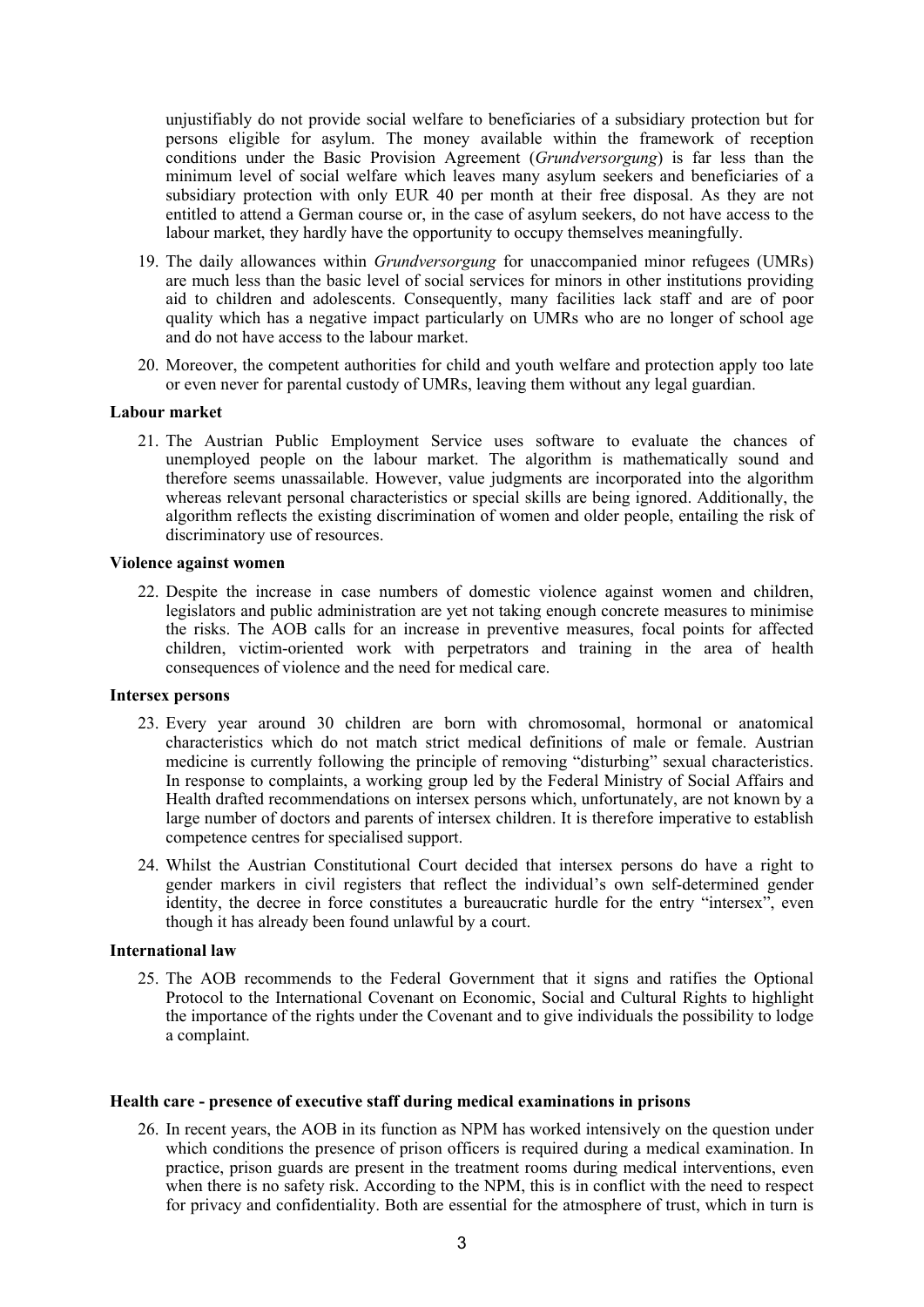unjustifiably do not provide social welfare to beneficiaries of a subsidiary protection but for persons eligible for asylum. The money available within the framework of reception conditions under the Basic Provision Agreement (*Grundversorgung*) is far less than the minimum level of social welfare which leaves many asylum seekers and beneficiaries of a subsidiary protection with only EUR 40 per month at their free disposal. As they are not entitled to attend a German course or, in the case of asylum seekers, do not have access to the labour market, they hardly have the opportunity to occupy themselves meaningfully.

19. The daily allowances within *Grundversorgung* for unaccompanied minor refugees (UMRs) are much less than the basic level of social services for minors in other institutions providing aid to children and adolescents. Consequently, many facilities lack staff and are of poor quality which has a negative impact particularly on UMRs who are no longer of school age and do not have access to the labour market.

20. Moreover, the competent authorities for child and youth welfare and protection apply too late or even never for parental custody of UMRs, leaving them without any legal guardian.

**Labour market**

21. The Austrian Public Employment Service uses software to evaluate the chances of unemployed people on the labour market. The algorithm is mathematically sound and therefore seems unassailable. However, value judgments are incorporated into the algorithm whereas relevant personal characteristics or special skills are being ignored. Additionally, the algorithm reflects the existing discrimination of women and older people, entailing the risk of discriminatory use of resources.

**Violence against women**

22. Despite the increase in case numbers of domestic violence against women and children, legislators and public administration are yet not taking enough concrete measures to minimise the risks. The AOB calls for an increase in preventive measures, focal points for affected children, victim-oriented work with perpetrators and training in the area of health consequences of violence and the need for medical care.

**Intersex persons**

23. Every year around 30 children are born with chromosomal, hormonal or anatomical characteristics which do not match strict medical definitions of male or female. Austrian medicine is currently following the principle of removing "disturbing" sexual characteristics. In response to complaints, a working group led by the Federal Ministry of Social Affairs and Health drafted recommendations on intersex persons which, unfortunately, are not known by a large number of doctors and parents of intersex children. It is therefore imperative to establish competence centres for specialised support.

24. Whilst the Austrian Constitutional Court decided that intersex persons do have a right to gender markers in civil registers that reflect the individual's own self-determined gender identity, the decree in force constitutes a bureaucratic hurdle for the entry "intersex", even though it has already been found unlawful by a court.

**International law**

25. The AOB recommends to the Federal Government that it signs and ratifies the Optional Protocol to the International Covenant on Economic, Social and Cultural Rights to highlight the importance of the rights under the Covenant and to give individuals the possibility to lodge a complaint.

**Health care - presence of executive staff during medical examinations in prisons**

26. In recent years, the AOB in its function as NPM has worked intensively on the question under which conditions the presence of prison officers is required during a medical examination. In practice, prison guards are present in the treatment rooms during medical interventions, even when there is no safety risk. According to the NPM, this is in conflict with the need to respect for privacy and confidentiality. Both are essential for the atmosphere of trust, which in turn is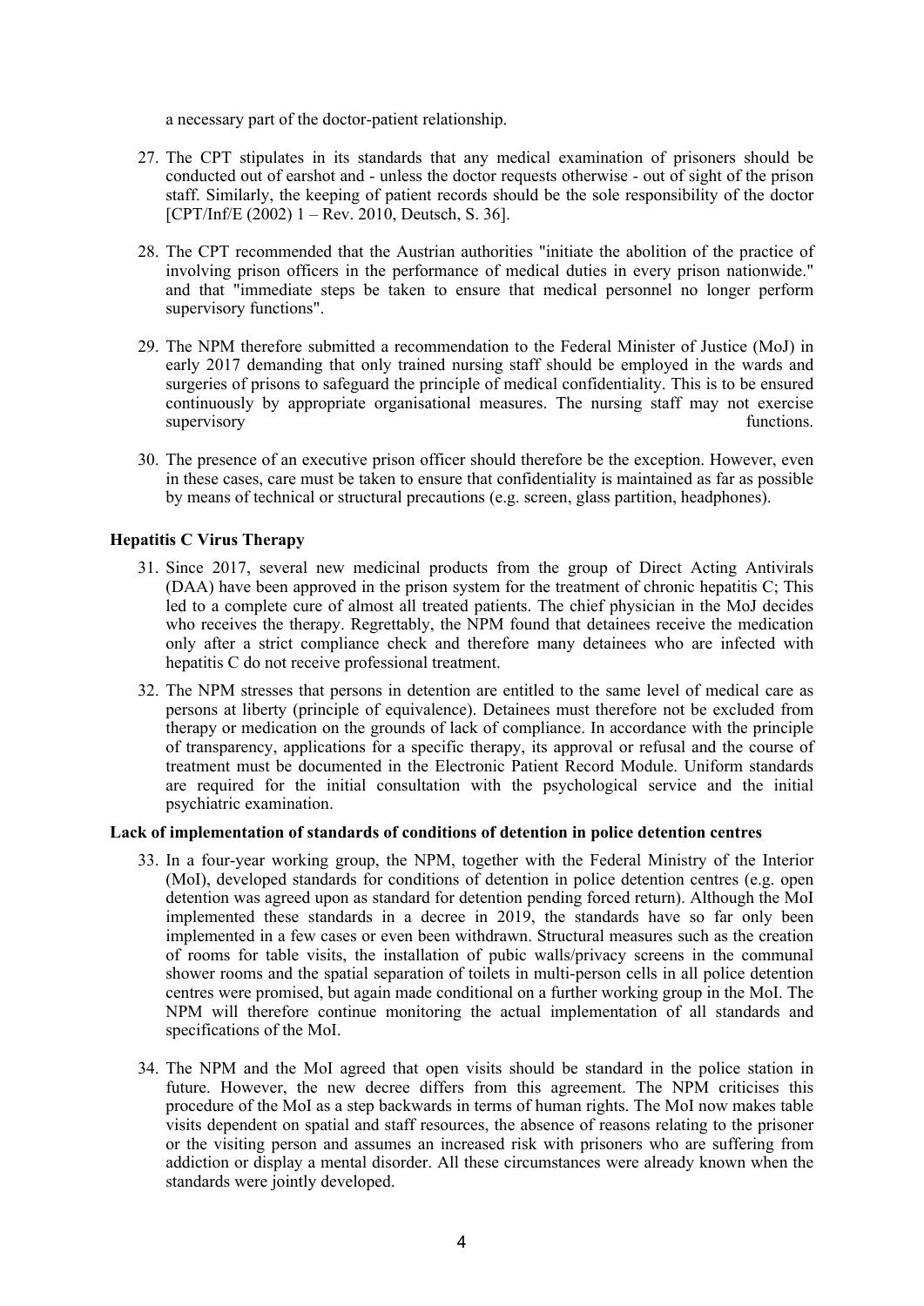a necessary part of the doctor-patient relationship.

27. The CPT stipulates in its standards that any medical examination of prisoners should be conducted out of earshot and - unless the doctor requests otherwise - out of sight of the prison staff. Similarly, the keeping of patient records should be the sole responsibility of the doctor [CPT/Inf/E (2002) 1 – Rev. 2010, Deutsch, S. 36].

28. The CPT recommended that the Austrian authorities "initiate the abolition of the practice of involving prison officers in the performance of medical duties in every prison nationwide." and that "immediate steps be taken to ensure that medical personnel no longer perform supervisory functions".

29. The NPM therefore submitted a recommendation to the Federal Minister of Justice (MoJ) in early 2017 demanding that only trained nursing staff should be employed in the wards and surgeries of prisons to safeguard the principle of medical confidentiality. This is to be ensured continuously by appropriate organisational measures. The nursing staff may not exercise supervisory functions.

30. The presence of an executive prison officer should therefore be the exception. However, even in these cases, care must be taken to ensure that confidentiality is maintained as far as possible by means of technical or structural precautions (e.g. screen, glass partition, headphones).

**Hepatitis C Virus Therapy**

31. Since 2017, several new medicinal products from the group of Direct Acting Antivirals (DAA) have been approved in the prison system for the treatment of chronic hepatitis C; This led to a complete cure of almost all treated patients. The chief physician in the MoJ decides who receives the therapy. Regrettably, the NPM found that detainees receive the medication only after a strict compliance check and therefore many detainees who are infected with hepatitis C do not receive professional treatment.

32. The NPM stresses that persons in detention are entitled to the same level of medical care as persons at liberty (principle of equivalence). Detainees must therefore not be excluded from therapy or medication on the grounds of lack of compliance. In accordance with the principle of transparency, applications for a specific therapy, its approval or refusal and the course of treatment must be documented in the Electronic Patient Record Module. Uniform standards are required for the initial consultation with the psychological service and the initial psychiatric examination.

**Lack of implementation of standards of conditions of detention in police detention centres**

33. In a four-year working group, the NPM, together with the Federal Ministry of the Interior (MoI), developed standards for conditions of detention in police detention centres (e.g. open detention was agreed upon as standard for detention pending forced return). Although the MoI implemented these standards in a decree in 2019, the standards have so far only been implemented in a few cases or even been withdrawn. Structural measures such as the creation of rooms for table visits, the installation of pubic walls/privacy screens in the communal shower rooms and the spatial separation of toilets in multi-person cells in all police detention centres were promised, but again made conditional on a further working group in the MoI. The NPM will therefore continue monitoring the actual implementation of all standards and specifications of the MoI.

34. The NPM and the MoI agreed that open visits should be standard in the police station in future. However, the new decree differs from this agreement. The NPM criticises this procedure of the MoI as a step backwards in terms of human rights. The MoI now makes table visits dependent on spatial and staff resources, the absence of reasons relating to the prisoner or the visiting person and assumes an increased risk with prisoners who are suffering from addiction or display a mental disorder. All these circumstances were already known when the standards were jointly developed.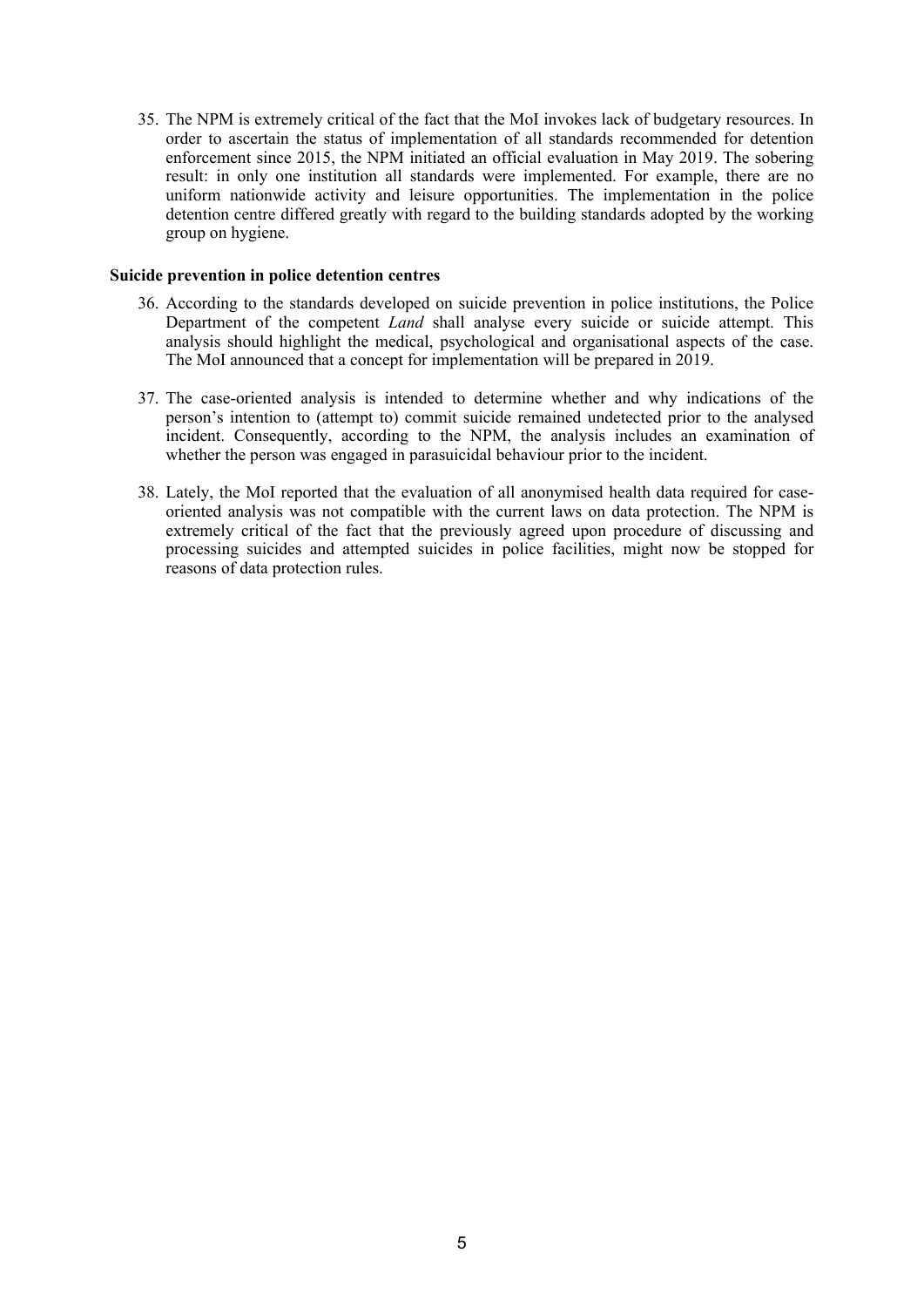35. The NPM is extremely critical of the fact that the MoI invokes lack of budgetary resources. In order to ascertain the status of implementation of all standards recommended for detention enforcement since 2015, the NPM initiated an official evaluation in May 2019. The sobering result: in only one institution all standards were implemented. For example, there are no uniform nationwide activity and leisure opportunities. The implementation in the police detention centre differed greatly with regard to the building standards adopted by the working group on hygiene.

**Suicide prevention in police detention centres**

36. According to the standards developed on suicide prevention in police institutions, the Police Department of the competent *Land* shall analyse every suicide or suicide attempt. This analysis should highlight the medical, psychological and organisational aspects of the case. The MoI announced that a concept for implementation will be prepared in 2019.

37. The case-oriented analysis is intended to determine whether and why indications of the person's intention to (attempt to) commit suicide remained undetected prior to the analysed incident. Consequently, according to the NPM, the analysis includes an examination of whether the person was engaged in parasuicidal behaviour prior to the incident.

38. Lately, the MoI reported that the evaluation of all anonymised health data required for case-oriented analysis was not compatible with the current laws on data protection. The NPM is extremely critical of the fact that the previously agreed upon procedure of discussing and processing suicides and attempted suicides in police facilities, might now be stopped for reasons of data protection rules.